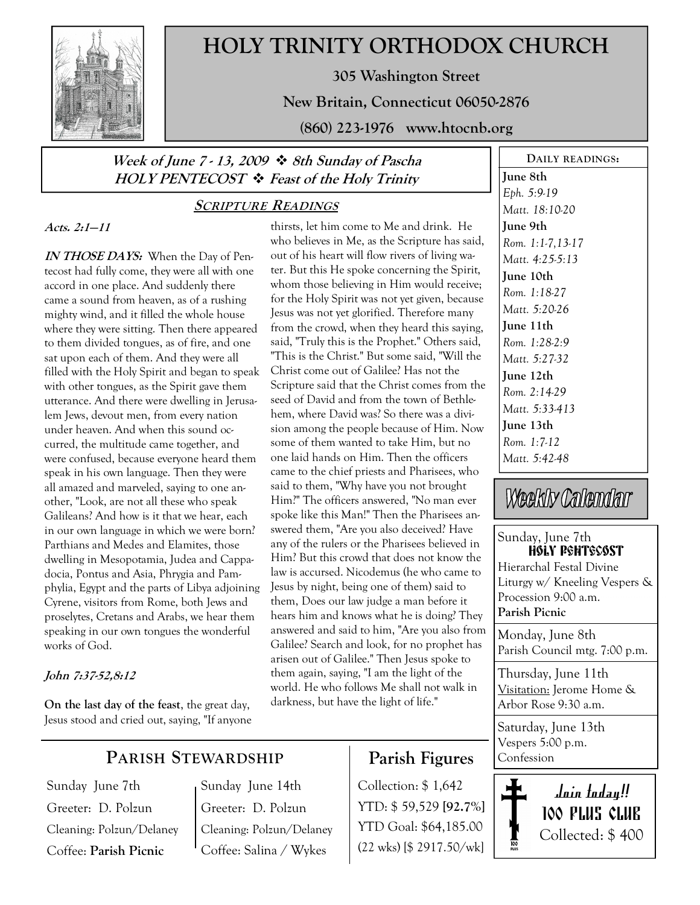# HOLY TRINITY ORTHODOX CHURCH

**305 Washington Street**

**New Britain, Connecticut 06050-2876**

**(860) 223-1976 www.htocnb.org**

***Week of June 7 - 13, 2009 ❖ 8th Sunday of Pascha***
***HOLY PENTECOST ❖ Feast of the Holy Trinity***

## SCRIPTURE READINGS

***Acts. 2:1—11***

***IN THOSE DAYS:*** When the Day of Pentecost had fully come, they were all with one accord in one place. And suddenly there came a sound from heaven, as of a rushing mighty wind, and it filled the whole house where they were sitting. Then there appeared to them divided tongues, as of fire, and one sat upon each of them. And they were all filled with the Holy Spirit and began to speak with other tongues, as the Spirit gave them utterance. And there were dwelling in Jerusalem Jews, devout men, from every nation under heaven. And when this sound occurred, the multitude came together, and were confused, because everyone heard them speak in his own language. Then they were all amazed and marveled, saying to one another, "Look, are not all these who speak Galileans? And how is it that we hear, each in our own language in which we were born? Parthians and Medes and Elamites, those dwelling in Mesopotamia, Judea and Cappadocia, Pontus and Asia, Phrygia and Pamphylia, Egypt and the parts of Libya adjoining Cyrene, visitors from Rome, both Jews and proselytes, Cretans and Arabs, we hear them speaking in our own tongues the wonderful works of God.

***John 7:37-52,8:12***

**On the last day of the feast**, the great day, Jesus stood and cried out, saying, "If anyone thirsts, let him come to Me and drink. He who believes in Me, as the Scripture has said, out of his heart will flow rivers of living water. But this He spoke concerning the Spirit, whom those believing in Him would receive; for the Holy Spirit was not yet given, because Jesus was not yet glorified. Therefore many from the crowd, when they heard this saying, said, "Truly this is the Prophet." Others said, "This is the Christ." But some said, "Will the Christ come out of Galilee? Has not the Scripture said that the Christ comes from the seed of David and from the town of Bethlehem, where David was? So there was a division among the people because of Him. Now some of them wanted to take Him, but no one laid hands on Him. Then the officers came to the chief priests and Pharisees, who said to them, "Why have you not brought Him?" The officers answered, "No man ever spoke like this Man!" Then the Pharisees answered them, "Are you also deceived? Have any of the rulers or the Pharisees believed in Him? But this crowd that does not know the law is accursed. Nicodemus (he who came to Jesus by night, being one of them) said to them, Does our law judge a man before it hears him and knows what he is doing? They answered and said to him, "Are you also from Galilee? Search and look, for no prophet has arisen out of Galilee." Then Jesus spoke to them again, saying, "I am the light of the world. He who follows Me shall not walk in darkness, but have the light of life."

## DAILY READINGS:

**June 8th**
*Eph. 5:9-19*
*Matt. 18:10-20*

**June 9th**
*Rom. 1:1-7,13-17*
*Matt. 4:25-5:13*

**June 10th**
*Rom. 1:18-27*
*Matt. 5:20-26*

**June 11th**
*Rom. 1:28-2:9*
*Matt. 5:27-32*

**June 12th**
*Rom. 2:14-29*
*Matt. 5:33-413*

**June 13th**
*Rom. 1:7-12*
*Matt. 5:42-48*

## Weekly Calendar

Sunday, June 7th
**HOLY PENTECOST**
Hierarchal Festal Divine Liturgy w/ Kneeling Vespers & Procession 9:00 a.m.
**Parish Picnic**

Monday, June 8th
Parish Council mtg. 7:00 p.m.

Thursday, June 11th
Visitation: Jerome Home & Arbor Rose 9:30 a.m.

Saturday, June 13th
Vespers 5:00 p.m.
Confession

## PARISH STEWARDSHIP

Sunday June 7th
Greeter: D. Polzun
Cleaning: Polzun/Delaney
Coffee: **Parish Picnic**

Sunday June 14th
Greeter: D. Polzun
Cleaning: Polzun/Delaney
Coffee: Salina / Wykes

## Parish Figures

Collection: $ 1,642
YTD: $ 59,529 **[92.7%]**
YTD Goal: $64,185.00
(22 wks) [$ 2917.50/wk]

***Join today!!***
**100 PLUS CLUB**
Collected: $ 400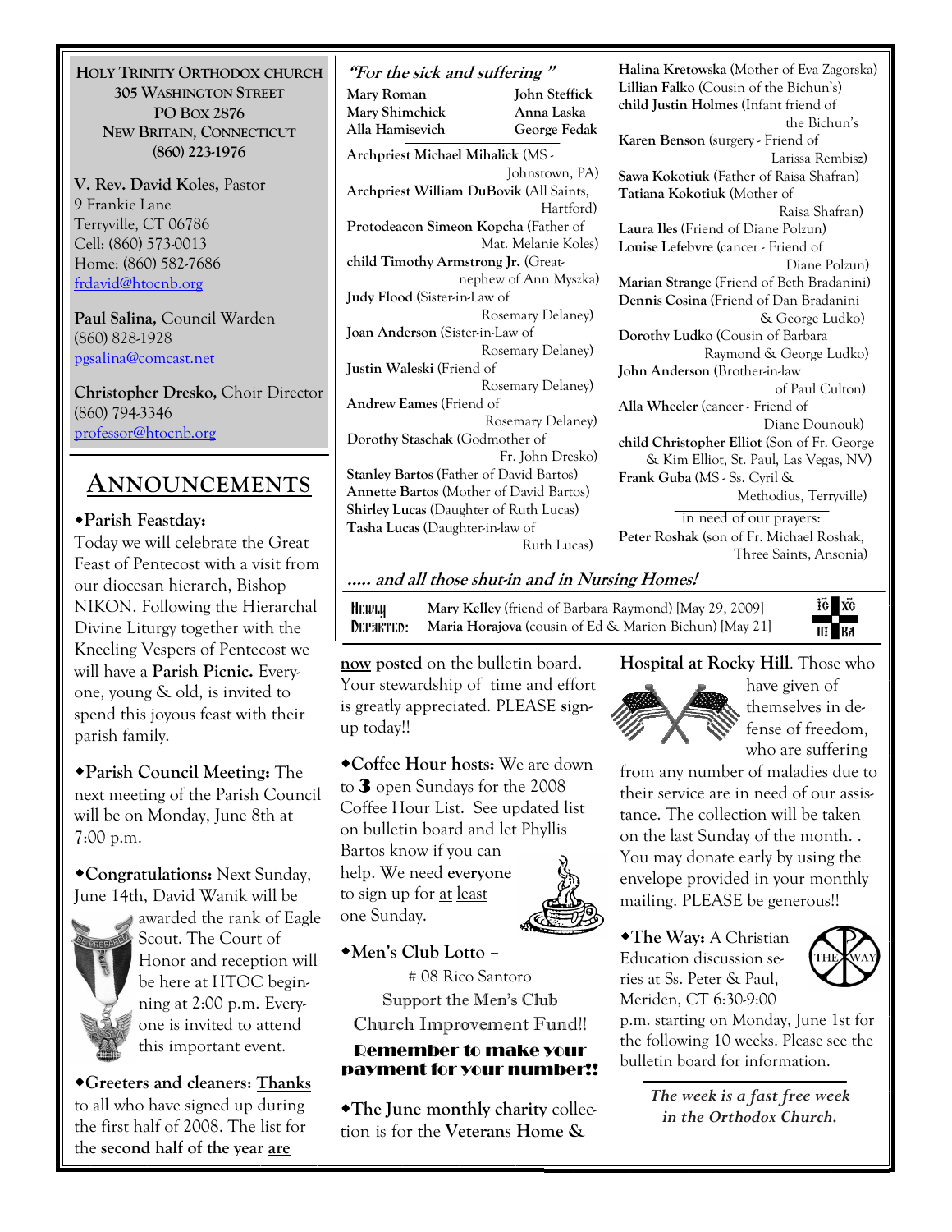**Holy Trinity Orthodox Church**
**305 Washington Street**
**PO Box 2876**
**New Britain, Connecticut**
**(860) 223-1976**

**V. Rev. David Koles,** Pastor
9 Frankie Lane
Terryville, CT 06786
Cell: (860) 573-0013
Home: (860) 582-7686
frdavid@htocnb.org

**Paul Salina,** Council Warden
(860) 828-1928
pgsalina@comcast.net

**Christopher Dresko,** Choir Director
(860) 794-3346
professor@htocnb.org

## Announcements

**◆Parish Feastday:**
Today we will celebrate the Great Feast of Pentecost with a visit from our diocesan hierarch, Bishop NIKON. Following the Hierarchal Divine Liturgy together with the Kneeling Vespers of Pentecost we will have a **Parish Picnic.** Everyone, young & old, is invited to spend this joyous feast with their parish family.

**◆Parish Council Meeting:** The next meeting of the Parish Council will be on Monday, June 8th at 7:00 p.m.

**◆Congratulations:** Next Sunday, June 14th, David Wanik will be awarded the rank of Eagle Scout. The Court of Honor and reception will be here at HTOC beginning at 2:00 p.m. Everyone is invited to attend this important event.

**◆Greeters and cleaners:** Thanks to all who have signed up during the first half of 2008. The list for the **second half of the year are now posted** on the bulletin board. Your stewardship of time and effort is greatly appreciated. PLEASE sign-up today!!

**◆Coffee Hour hosts:** We are down to **3** open Sundays for the 2008 Coffee Hour List. See updated list on bulletin board and let Phyllis Bartos know if you can help. We need everyone to sign up for at least one Sunday.

**◆Men's Club Lotto –**
# 08 Rico Santoro
Support the Men's Club Church Improvement Fund!!
**Remember to make your payment for your number!!**

**◆The June monthly charity** collection is for the **Veterans Home & Hospital at Rocky Hill**. Those who have given of themselves in defense of freedom, who are suffering from any number of maladies due to their service are in need of our assistance. The collection will be taken on the last Sunday of the month. . You may donate early by using the envelope provided in your monthly mailing. PLEASE be generous!!

**◆The Way:** A Christian Education discussion series at Ss. Peter & Paul, Meriden, CT 6:30-9:00 p.m. starting on Monday, June 1st for the following 10 weeks. Please see the bulletin board for information.

*The week is a fast free week in the Orthodox Church.*

*"For the sick and suffering"*

**Mary Roman**
**John Steffick**
**Mary Shimchick**
**Anna Laska**
**Alla Hamisevich**
**George Fedak**
**Archpriest Michael Mihalick** (MS - Johnstown, PA)
**Archpriest William DuBovik** (All Saints, Hartford)
**Protodeacon Simeon Kopcha** (Father of Mat. Melanie Koles)
**child Timothy Armstrong Jr.** (Great-nephew of Ann Myszka)
**Judy Flood** (Sister-in-Law of Rosemary Delaney)
**Joan Anderson** (Sister-in-Law of Rosemary Delaney)
**Justin Waleski** (Friend of Rosemary Delaney)
**Andrew Eames** (Friend of Rosemary Delaney)
**Dorothy Staschak** (Godmother of Fr. John Dresko)
**Stanley Bartos** (Father of David Bartos)
**Annette Bartos** (Mother of David Bartos)
**Shirley Lucas** (Daughter of Ruth Lucas)
**Tasha Lucas** (Daughter-in-law of Ruth Lucas)
**Halina Kretowska** (Mother of Eva Zagorska)
**Lillian Falko** (Cousin of the Bichun's)
**child Justin Holmes** (Infant friend of the Bichun's
**Karen Benson** (surgery - Friend of Larissa Rembisz)
**Sawa Kokotiuk** (Father of Raisa Shafran)
**Tatiana Kokotiuk** (Mother of Raisa Shafran)
**Laura Iles** (Friend of Diane Polzun)
**Louise Lefebvre** (cancer - Friend of Diane Polzun)
**Marian Strange** (Friend of Beth Bradanini)
**Dennis Cosina** (Friend of Dan Bradanini & George Ludko)
**Dorothy Ludko** (Cousin of Barbara Raymond & George Ludko)
**John Anderson** (Brother-in-law of Paul Culton)
**Alla Wheeler** (cancer - Friend of Diane Dounouk)
**child Christopher Elliot** (Son of Fr. George & Kim Elliot, St. Paul, Las Vegas, NV)
**Frank Guba** (MS - Ss. Cyril & Methodius, Terryville)

in need of our prayers:
**Peter Roshak** (son of Fr. Michael Roshak, Three Saints, Ansonia)

***..... and all those shut-in and in Nursing Homes!***

Newly Departed:
**Mary Kelley** (friend of Barbara Raymond) [May 29, 2009]
**Maria Horajova** (cousin of Ed & Marion Bichun) [May 21]